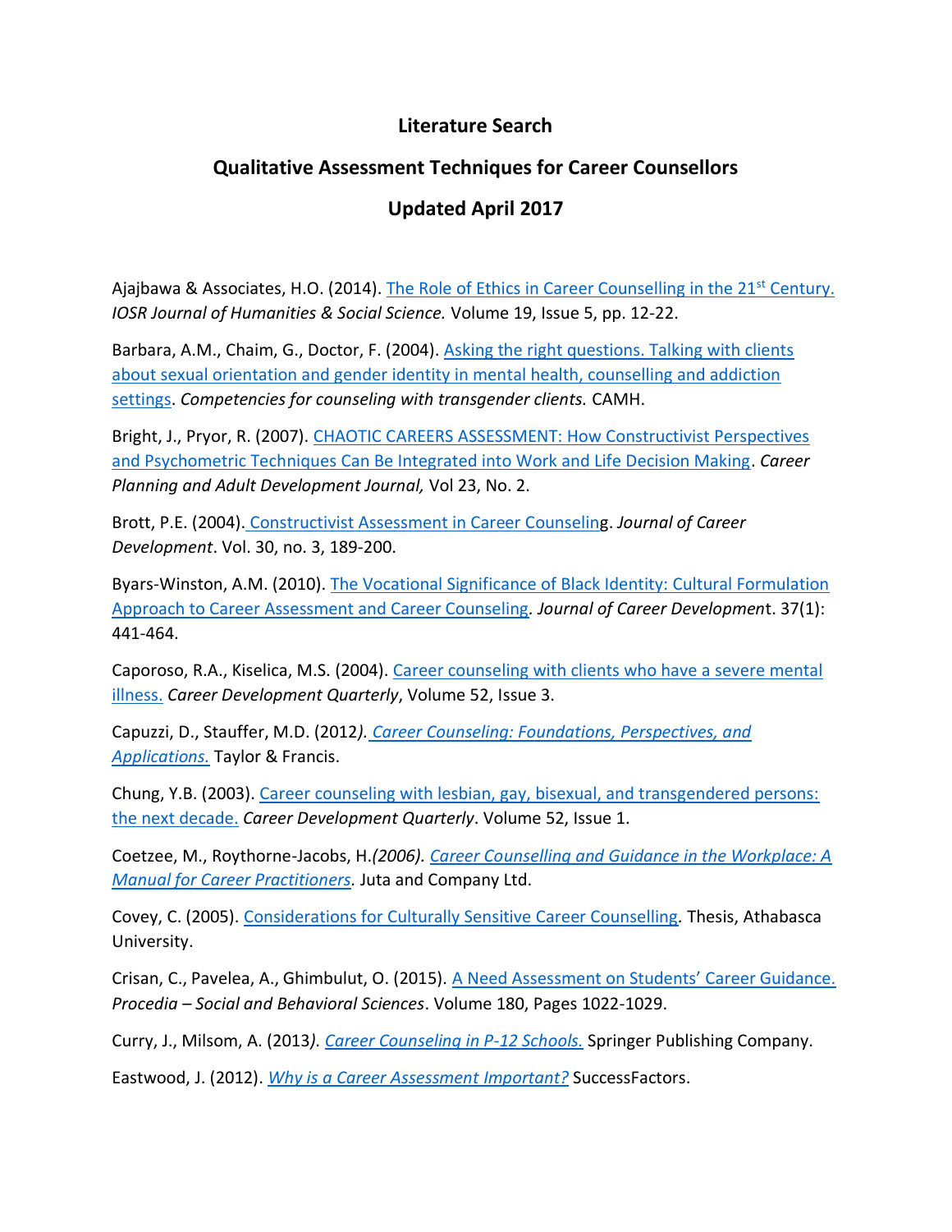# Literature Search

## Qualitative Assessment Techniques for Career Counsellors

## Updated April 2017

Ajajbawa & Associates, H.O. (2014). The Role of Ethics in Career Counselling in the 21st Century. *IOSR Journal of Humanities & Social Science.* Volume 19, Issue 5, pp. 12-22.

Barbara, A.M., Chaim, G., Doctor, F. (2004). Asking the right questions. Talking with clients about sexual orientation and gender identity in mental health, counselling and addiction settings. *Competencies for counseling with transgender clients.* CAMH.

Bright, J., Pryor, R. (2007). CHAOTIC CAREERS ASSESSMENT: How Constructivist Perspectives and Psychometric Techniques Can Be Integrated into Work and Life Decision Making. *Career Planning and Adult Development Journal,* Vol 23, No. 2.

Brott, P.E. (2004). Constructivist Assessment in Career Counseling. *Journal of Career Development*. Vol. 30, no. 3, 189-200.

Byars-Winston, A.M. (2010). The Vocational Significance of Black Identity: Cultural Formulation Approach to Career Assessment and Career Counseling. *Journal of Career Development*. 37(1): 441-464.

Caporoso, R.A., Kiselica, M.S. (2004). Career counseling with clients who have a severe mental illness. *Career Development Quarterly*, Volume 52, Issue 3.

Capuzzi, D., Stauffer, M.D. (2012). *Career Counseling: Foundations, Perspectives, and Applications.* Taylor & Francis.

Chung, Y.B. (2003). Career counseling with lesbian, gay, bisexual, and transgendered persons: the next decade. *Career Development Quarterly*. Volume 52, Issue 1.

Coetzee, M., Roythorne-Jacobs, H.(2006). *Career Counselling and Guidance in the Workplace: A Manual for Career Practitioners*. Juta and Company Ltd.

Covey, C. (2005). Considerations for Culturally Sensitive Career Counselling. Thesis, Athabasca University.

Crisan, C., Pavelea, A., Ghimbulut, O. (2015). A Need Assessment on Students' Career Guidance. *Procedia – Social and Behavioral Sciences*. Volume 180, Pages 1022-1029.

Curry, J., Milsom, A. (2013). *Career Counseling in P-12 Schools.* Springer Publishing Company.

Eastwood, J. (2012). *Why is a Career Assessment Important?* SuccessFactors.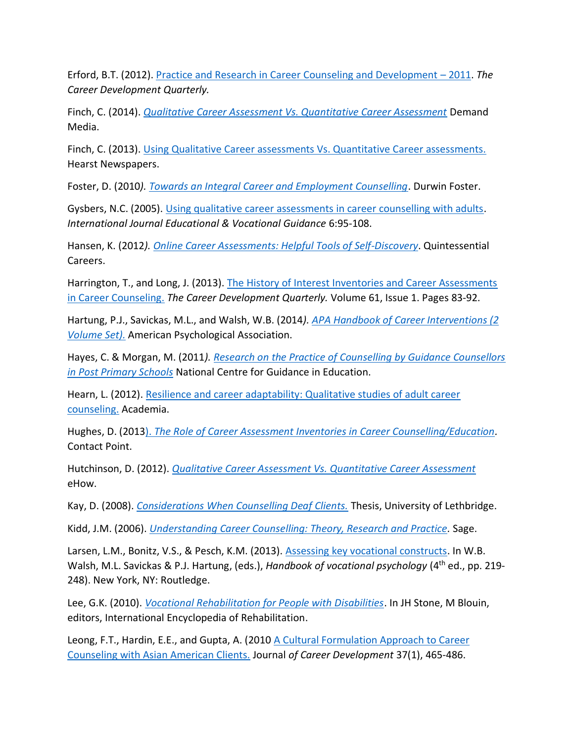Erford, B.T. (2012). Practice and Research in Career Counseling and Development – 2011. *The Career Development Quarterly.*

Finch, C. (2014). *Qualitative Career Assessment Vs. Quantitative Career Assessment* Demand Media.

Finch, C. (2013). Using Qualitative Career assessments Vs. Quantitative Career assessments. Hearst Newspapers.

Foster, D. (2010*). Towards an Integral Career and Employment Counselling*. Durwin Foster.

Gysbers, N.C. (2005). Using qualitative career assessments in career counselling with adults. *International Journal Educational & Vocational Guidance* 6:95-108.

Hansen, K. (2012*). Online Career Assessments: Helpful Tools of Self-Discovery*. Quintessential Careers.

Harrington, T., and Long, J. (2013). The History of Interest Inventories and Career Assessments in Career Counseling. *The Career Development Quarterly.* Volume 61, Issue 1. Pages 83-92.

Hartung, P.J., Savickas, M.L., and Walsh, W.B. (2014*). APA Handbook of Career Interventions (2 Volume Set).* American Psychological Association.

Hayes, C. & Morgan, M. (2011*). Research on the Practice of Counselling by Guidance Counsellors in Post Primary Schools* National Centre for Guidance in Education.

Hearn, L. (2012). Resilience and career adaptability: Qualitative studies of adult career counseling. Academia.

Hughes, D. (2013*). The Role of Career Assessment Inventories in Career Counselling/Education*. Contact Point.

Hutchinson, D. (2012). *Qualitative Career Assessment Vs. Quantitative Career Assessment* eHow.

Kay, D. (2008). *Considerations When Counselling Deaf Clients.* Thesis, University of Lethbridge.

Kidd, J.M. (2006). *Understanding Career Counselling: Theory, Research and Practice*. Sage.

Larsen, L.M., Bonitz, V.S., & Pesch, K.M. (2013). Assessing key vocational constructs. In W.B. Walsh, M.L. Savickas & P.J. Hartung, (eds.), *Handbook of vocational psychology* (4th ed., pp. 219-248). New York, NY: Routledge.

Lee, G.K. (2010). *Vocational Rehabilitation for People with Disabilities*. In JH Stone, M Blouin, editors, International Encyclopedia of Rehabilitation.

Leong, F.T., Hardin, E.E., and Gupta, A. (2010 A Cultural Formulation Approach to Career Counseling with Asian American Clients. Journal *of Career Development* 37(1), 465-486.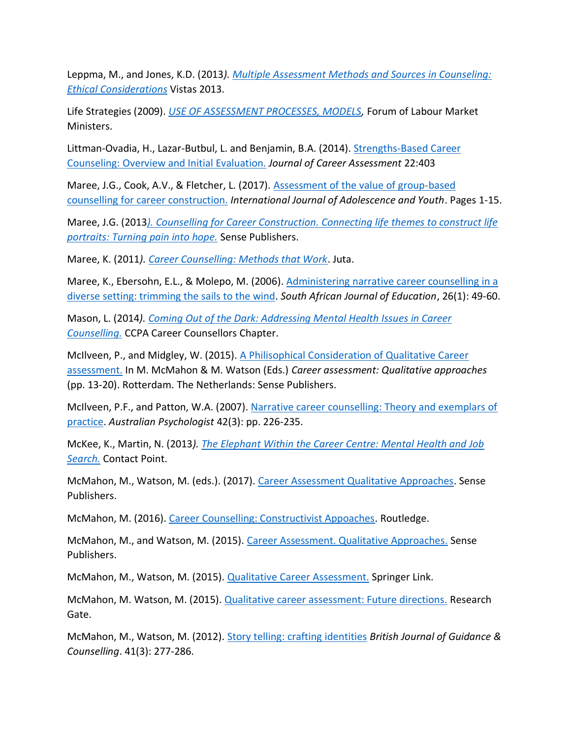Leppma, M., and Jones, K.D. (2013*). Multiple Assessment Methods and Sources in Counseling: Ethical Considerations* Vistas 2013.

Life Strategies (2009). *USE OF ASSESSMENT PROCESSES, MODELS*, Forum of Labour Market Ministers.

Littman-Ovadia, H., Lazar-Butbul, L. and Benjamin, B.A. (2014). Strengths-Based Career Counseling: Overview and Initial Evaluation. *Journal of Career Assessment* 22:403

Maree, J.G., Cook, A.V., & Fletcher, L. (2017). Assessment of the value of group-based counselling for career construction. *International Journal of Adolescence and Youth*. Pages 1-15.

Maree, J.G. (2013*). Counselling for Career Construction. Connecting life themes to construct life portraits: Turning pain into hope.* Sense Publishers.

Maree, K. (2011*). Career Counselling: Methods that Work*. Juta.

Maree, K., Ebersohn, E.L., & Molepo, M. (2006). Administering narrative career counselling in a diverse setting: trimming the sails to the wind. *South African Journal of Education*, 26(1): 49-60.

Mason, L. (2014*). Coming Out of the Dark: Addressing Mental Health Issues in Career Counselling.* CCPA Career Counsellors Chapter.

McIlveen, P., and Midgley, W. (2015). A Philisophical Consideration of Qualitative Career assessment. In M. McMahon & M. Watson (Eds.) *Career assessment: Qualitative approaches* (pp. 13-20). Rotterdam. The Netherlands: Sense Publishers.

McIlveen, P.F., and Patton, W.A. (2007). Narrative career counselling: Theory and exemplars of practice. *Australian Psychologist* 42(3): pp. 226-235.

McKee, K., Martin, N. (2013*). The Elephant Within the Career Centre: Mental Health and Job Search.* Contact Point.

McMahon, M., Watson, M. (eds.). (2017). Career Assessment Qualitative Approaches. Sense Publishers.

McMahon, M. (2016). Career Counselling: Constructivist Appoaches. Routledge.

McMahon, M., and Watson, M. (2015). Career Assessment. Qualitative Approaches. Sense Publishers.

McMahon, M., Watson, M. (2015). Qualitative Career Assessment. Springer Link.

McMahon, M. Watson, M. (2015). Qualitative career assessment: Future directions. Research Gate.

McMahon, M., Watson, M. (2012). Story telling: crafting identities *British Journal of Guidance & Counselling*. 41(3): 277-286.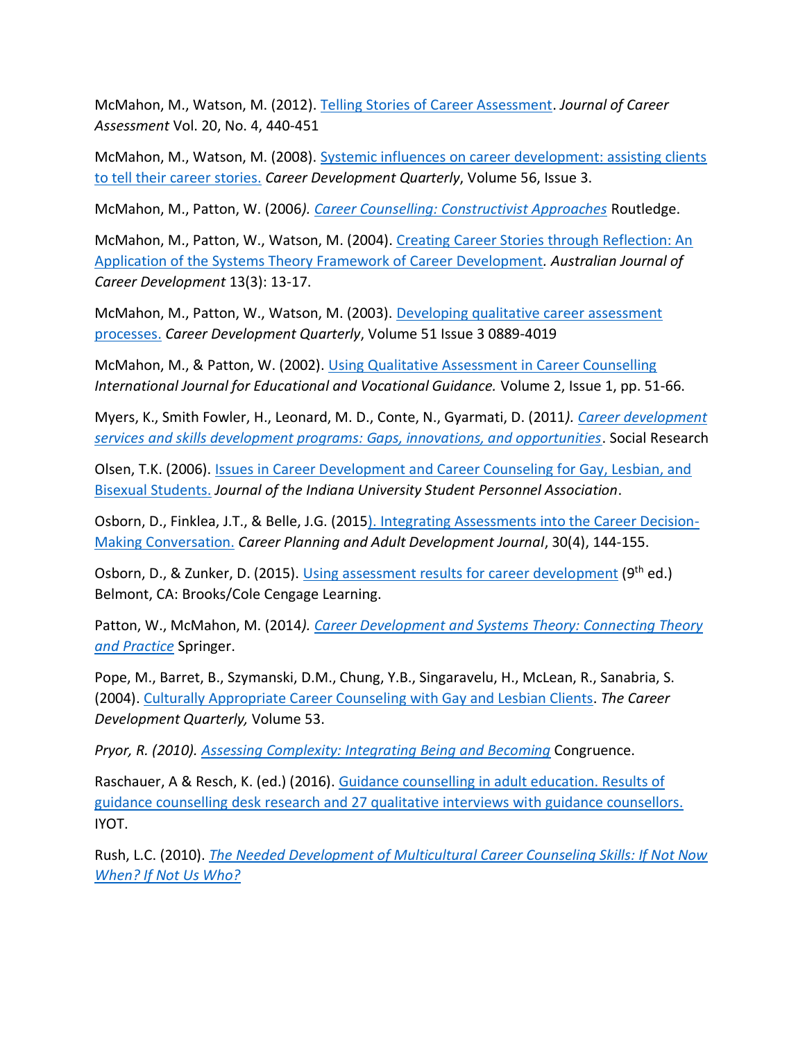McMahon, M., Watson, M. (2012). Telling Stories of Career Assessment. *Journal of Career Assessment* Vol. 20, No. 4, 440-451

McMahon, M., Watson, M. (2008). Systemic influences on career development: assisting clients to tell their career stories. *Career Development Quarterly*, Volume 56, Issue 3.

McMahon, M., Patton, W. (2006*). Career Counselling: Constructivist Approaches* Routledge.

McMahon, M., Patton, W., Watson, M. (2004). Creating Career Stories through Reflection: An Application of the Systems Theory Framework of Career Development. *Australian Journal of Career Development* 13(3): 13-17.

McMahon, M., Patton, W., Watson, M. (2003). Developing qualitative career assessment processes. *Career Development Quarterly*, Volume 51 Issue 3 0889-4019

McMahon, M., & Patton, W. (2002). Using Qualitative Assessment in Career Counselling *International Journal for Educational and Vocational Guidance.* Volume 2, Issue 1, pp. 51-66.

Myers, K., Smith Fowler, H., Leonard, M. D., Conte, N., Gyarmati, D. (2011*). Career development services and skills development programs: Gaps, innovations, and opportunities*. Social Research

Olsen, T.K. (2006). Issues in Career Development and Career Counseling for Gay, Lesbian, and Bisexual Students. *Journal of the Indiana University Student Personnel Association*.

Osborn, D., Finklea, J.T., & Belle, J.G. (2015). Integrating Assessments into the Career Decision-Making Conversation. *Career Planning and Adult Development Journal*, 30(4), 144-155.

Osborn, D., & Zunker, D. (2015). Using assessment results for career development (9th ed.) Belmont, CA: Brooks/Cole Cengage Learning.

Patton, W., McMahon, M. (2014*). Career Development and Systems Theory: Connecting Theory and Practice* Springer.

Pope, M., Barret, B., Szymanski, D.M., Chung, Y.B., Singaravelu, H., McLean, R., Sanabria, S. (2004). Culturally Appropriate Career Counseling with Gay and Lesbian Clients. *The Career Development Quarterly,* Volume 53.

*Pryor, R. (2010). Assessing Complexity: Integrating Being and Becoming* Congruence.

Raschauer, A & Resch, K. (ed.) (2016). Guidance counselling in adult education. Results of guidance counselling desk research and 27 qualitative interviews with guidance counsellors. IYOT.

Rush, L.C. (2010). *The Needed Development of Multicultural Career Counseling Skills: If Not Now When? If Not Us Who?*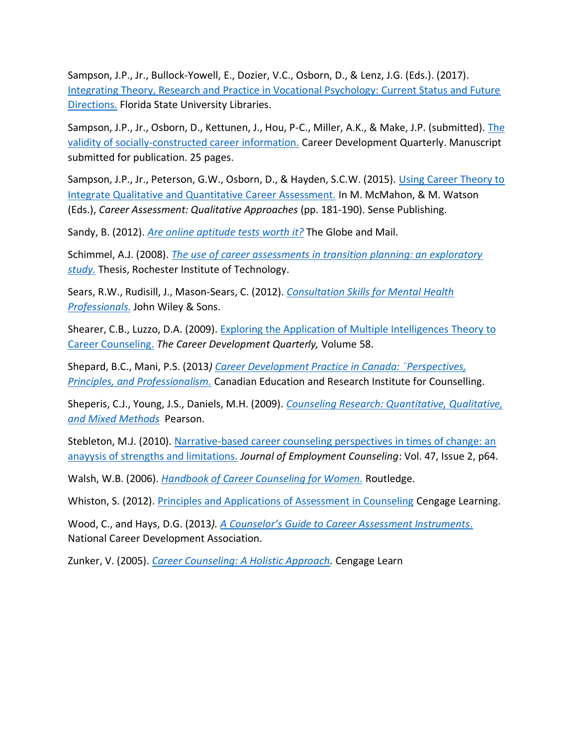Sampson, J.P., Jr., Bullock-Yowell, E., Dozier, V.C., Osborn, D., & Lenz, J.G. (Eds.). (2017). Integrating Theory, Research and Practice in Vocational Psychology: Current Status and Future Directions. Florida State University Libraries.

Sampson, J.P., Jr., Osborn, D., Kettunen, J., Hou, P-C., Miller, A.K., & Make, J.P. (submitted). The validity of socially-constructed career information. Career Development Quarterly. Manuscript submitted for publication. 25 pages.

Sampson, J.P., Jr., Peterson, G.W., Osborn, D., & Hayden, S.C.W. (2015). Using Career Theory to Integrate Qualitative and Quantitative Career Assessment. In M. McMahon, & M. Watson (Eds.), *Career Assessment: Qualitative Approaches* (pp. 181-190). Sense Publishing.

Sandy, B. (2012). *Are online aptitude tests worth it?* The Globe and Mail.

Schimmel, A.J. (2008). *The use of career assessments in transition planning: an exploratory study.* Thesis, Rochester Institute of Technology.

Sears, R.W., Rudisill, J., Mason-Sears, C. (2012). *Consultation Skills for Mental Health Professionals.* John Wiley & Sons.

Shearer, C.B., Luzzo, D.A. (2009). Exploring the Application of Multiple Intelligences Theory to Career Counseling. *The Career Development Quarterly,* Volume 58.

Shepard, B.C., Mani, P.S. (2013*) Career Development Practice in Canada: ¨Perspectives, Principles, and Professionalism.* Canadian Education and Research Institute for Counselling.

Sheperis, C.J., Young, J.S., Daniels, M.H. (2009). *Counseling Research: Quantitative, Qualitative, and Mixed Methods* Pearson.

Stebleton, M.J. (2010). Narrative-based career counseling perspectives in times of change: an anayysis of strengths and limitations. *Journal of Employment Counseling*: Vol. 47, Issue 2, p64.

Walsh, W.B. (2006). *Handbook of Career Counseling for Women.* Routledge.

Whiston, S. (2012). Principles and Applications of Assessment in Counseling Cengage Learning.

Wood, C., and Hays, D.G. (2013*). A Counselor's Guide to Career Assessment Instruments*. National Career Development Association.

Zunker, V. (2005). *Career Counseling: A Holistic Approach*. Cengage Learn